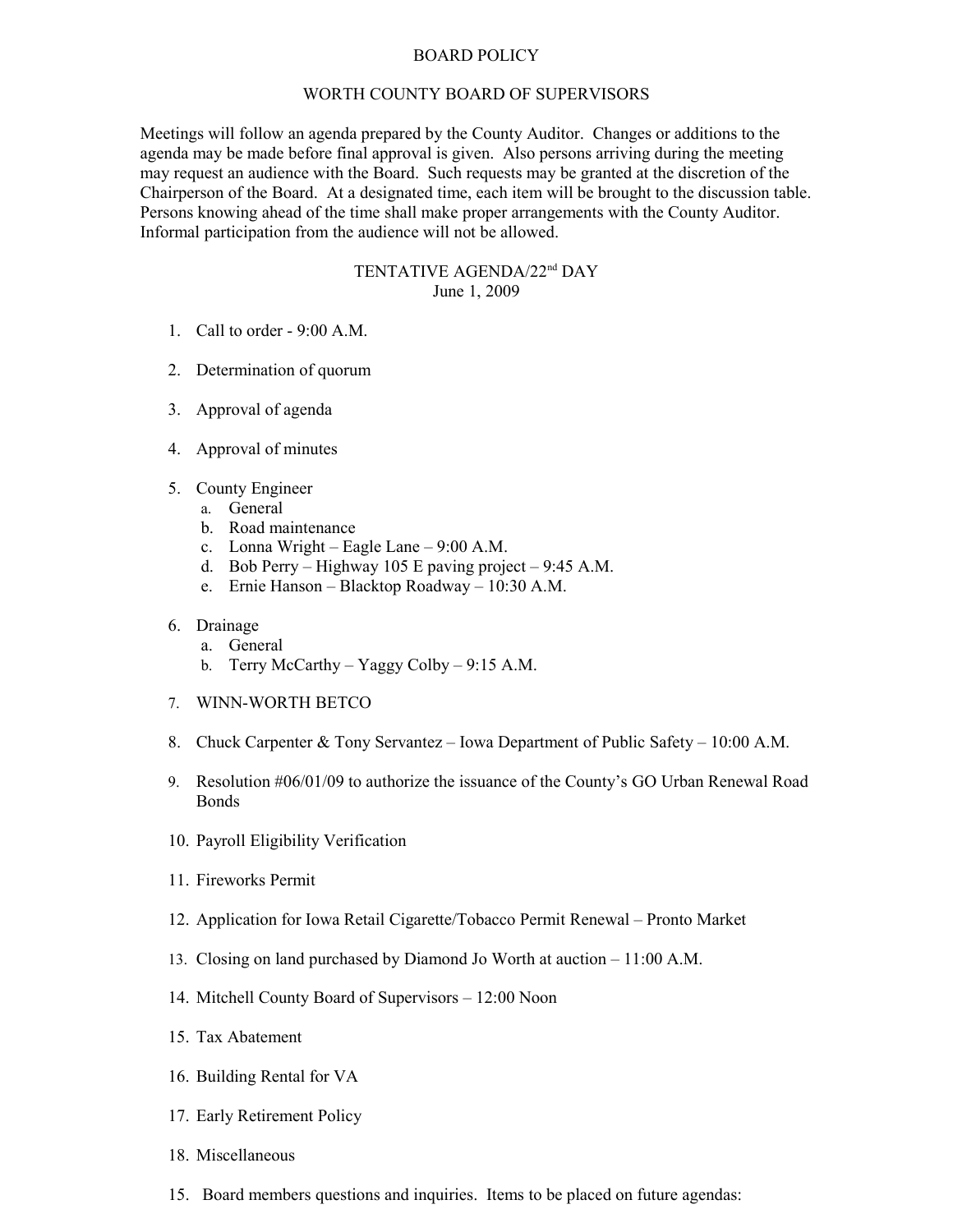# BOARD POLICY

## WORTH COUNTY BOARD OF SUPERVISORS

Meetings will follow an agenda prepared by the County Auditor. Changes or additions to the agenda may be made before final approval is given. Also persons arriving during the meeting may request an audience with the Board. Such requests may be granted at the discretion of the Chairperson of the Board. At a designated time, each item will be brought to the discussion table. Persons knowing ahead of the time shall make proper arrangements with the County Auditor. Informal participation from the audience will not be allowed.

### TENTATIVE AGENDA/22nd DAY
June 1, 2009

1. Call to order - 9:00 A.M.
2. Determination of quorum
3. Approval of agenda
4. Approval of minutes
5. County Engineer
   a. General
   b. Road maintenance
   c. Lonna Wright – Eagle Lane – 9:00 A.M.
   d. Bob Perry – Highway 105 E paving project – 9:45 A.M.
   e. Ernie Hanson – Blacktop Roadway – 10:30 A.M.
6. Drainage
   a. General
   b. Terry McCarthy – Yaggy Colby – 9:15 A.M.
7. WINN-WORTH BETCO
8. Chuck Carpenter & Tony Servantez – Iowa Department of Public Safety – 10:00 A.M.
9. Resolution #06/01/09 to authorize the issuance of the County's GO Urban Renewal Road Bonds
10. Payroll Eligibility Verification
11. Fireworks Permit
12. Application for Iowa Retail Cigarette/Tobacco Permit Renewal – Pronto Market
13. Closing on land purchased by Diamond Jo Worth at auction – 11:00 A.M.
14. Mitchell County Board of Supervisors – 12:00 Noon
15. Tax Abatement
16. Building Rental for VA
17. Early Retirement Policy
18. Miscellaneous

15. Board members questions and inquiries. Items to be placed on future agendas: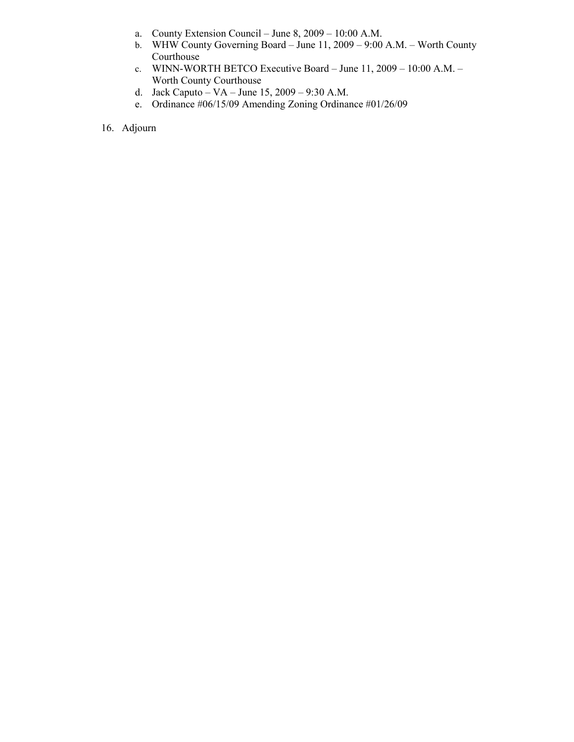a. County Extension Council – June 8, 2009 – 10:00 A.M.
b. WHW County Governing Board – June 11, 2009 – 9:00 A.M. – Worth County Courthouse
c. WINN-WORTH BETCO Executive Board – June 11, 2009 – 10:00 A.M. – Worth County Courthouse
d. Jack Caputo – VA – June 15, 2009 – 9:30 A.M.
e. Ordinance #06/15/09 Amending Zoning Ordinance #01/26/09

16. Adjourn